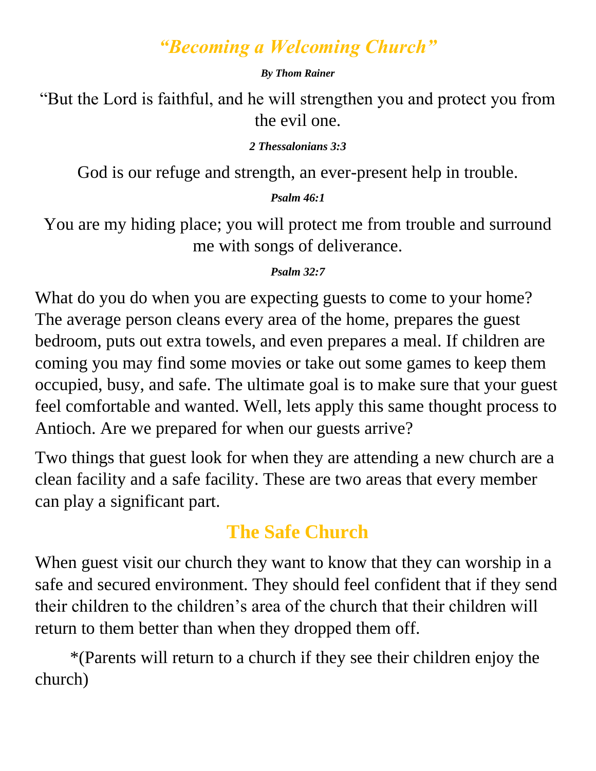# *"Becoming a Welcoming Church"*

***By Thom Rainer***

"But the Lord is faithful, and he will strengthen you and protect you from the evil one.

***2 Thessalonians 3:3***

God is our refuge and strength, an ever-present help in trouble.

***Psalm 46:1***

You are my hiding place; you will protect me from trouble and surround me with songs of deliverance.

***Psalm 32:7***

What do you do when you are expecting guests to come to your home? The average person cleans every area of the home, prepares the guest bedroom, puts out extra towels, and even prepares a meal. If children are coming you may find some movies or take out some games to keep them occupied, busy, and safe. The ultimate goal is to make sure that your guest feel comfortable and wanted. Well, lets apply this same thought process to Antioch. Are we prepared for when our guests arrive?

Two things that guest look for when they are attending a new church are a clean facility and a safe facility. These are two areas that every member can play a significant part.

## The Safe Church

When guest visit our church they want to know that they can worship in a safe and secured environment. They should feel confident that if they send their children to the children's area of the church that their children will return to them better than when they dropped them off.

*(Parents will return to a church if they see their children enjoy the church)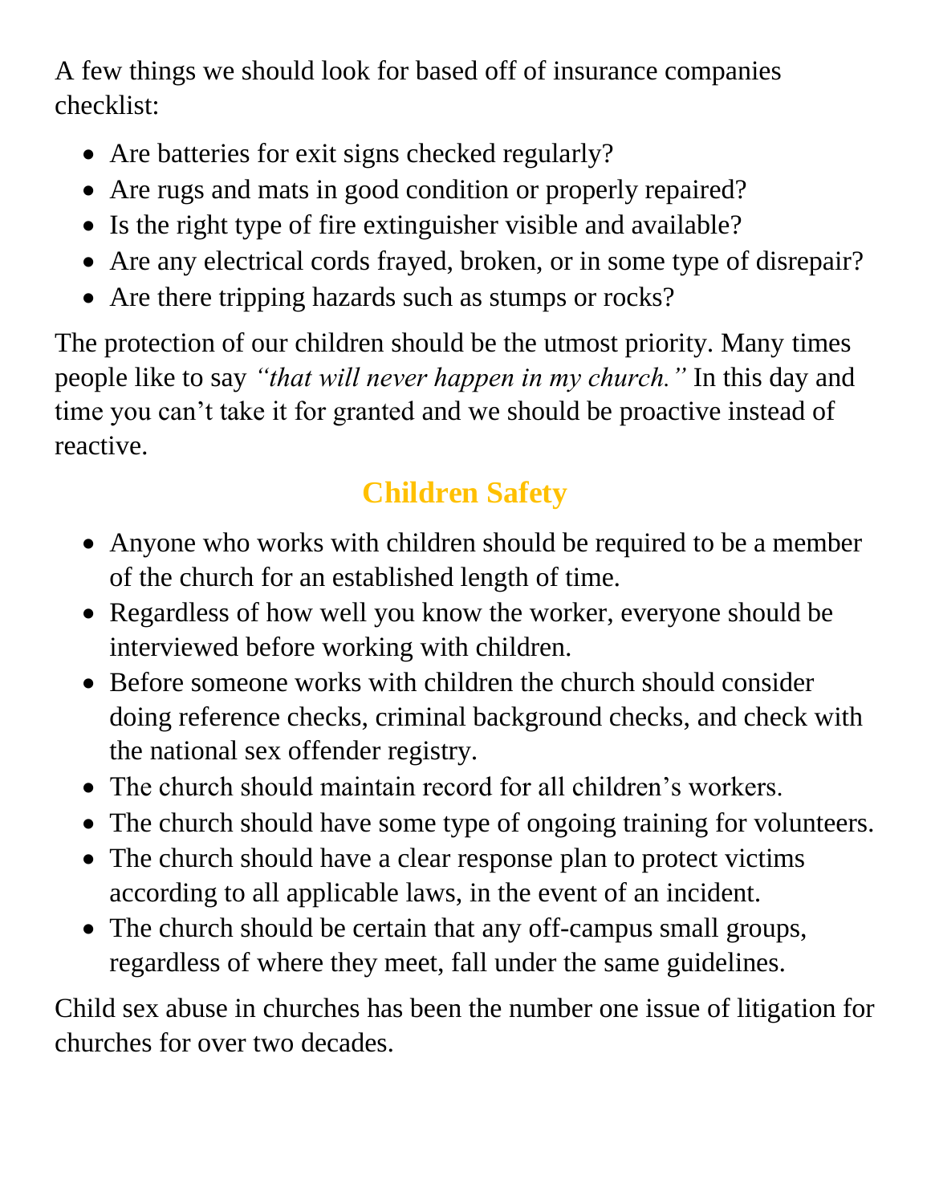A few things we should look for based off of insurance companies checklist:

- Are batteries for exit signs checked regularly?
- Are rugs and mats in good condition or properly repaired?
- Is the right type of fire extinguisher visible and available?
- Are any electrical cords frayed, broken, or in some type of disrepair?
- Are there tripping hazards such as stumps or rocks?

The protection of our children should be the utmost priority. Many times people like to say *"that will never happen in my church."* In this day and time you can't take it for granted and we should be proactive instead of reactive.

## Children Safety

- Anyone who works with children should be required to be a member of the church for an established length of time.
- Regardless of how well you know the worker, everyone should be interviewed before working with children.
- Before someone works with children the church should consider doing reference checks, criminal background checks, and check with the national sex offender registry.
- The church should maintain record for all children's workers.
- The church should have some type of ongoing training for volunteers.
- The church should have a clear response plan to protect victims according to all applicable laws, in the event of an incident.
- The church should be certain that any off-campus small groups, regardless of where they meet, fall under the same guidelines.

Child sex abuse in churches has been the number one issue of litigation for churches for over two decades.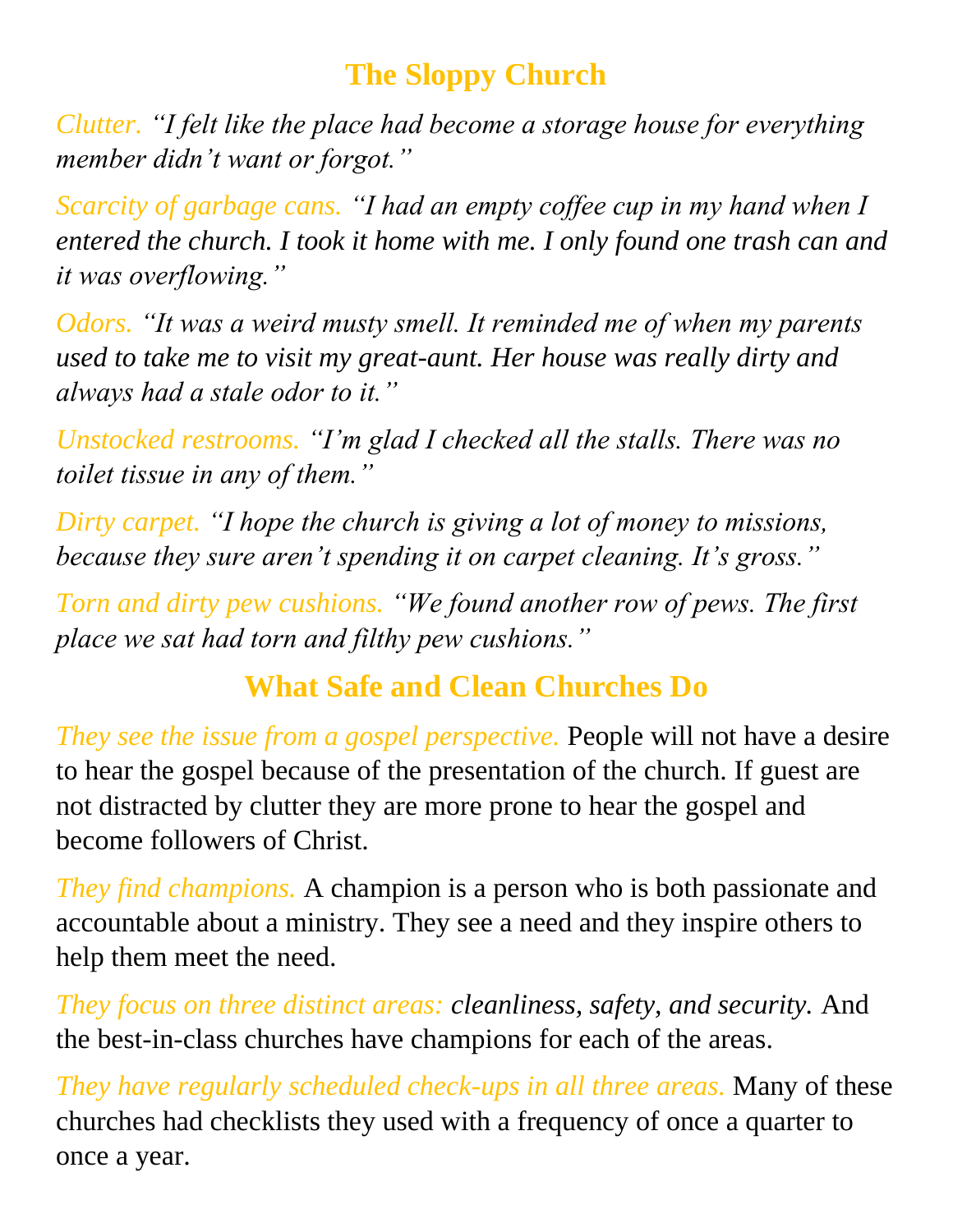## The Sloppy Church

*Clutter. "I felt like the place had become a storage house for everything member didn't want or forgot."*

*Scarcity of garbage cans. "I had an empty coffee cup in my hand when I entered the church. I took it home with me. I only found one trash can and it was overflowing."*

*Odors. "It was a weird musty smell. It reminded me of when my parents used to take me to visit my great-aunt. Her house was really dirty and always had a stale odor to it."*

*Unstocked restrooms. "I'm glad I checked all the stalls. There was no toilet tissue in any of them."*

*Dirty carpet. "I hope the church is giving a lot of money to missions, because they sure aren't spending it on carpet cleaning. It's gross."*

*Torn and dirty pew cushions. "We found another row of pews. The first place we sat had torn and filthy pew cushions."*

## What Safe and Clean Churches Do

*They see the issue from a gospel perspective.* People will not have a desire to hear the gospel because of the presentation of the church. If guest are not distracted by clutter they are more prone to hear the gospel and become followers of Christ.

*They find champions.* A champion is a person who is both passionate and accountable about a ministry. They see a need and they inspire others to help them meet the need.

*They focus on three distinct areas: cleanliness, safety, and security.* And the best-in-class churches have champions for each of the areas.

*They have regularly scheduled check-ups in all three areas.* Many of these churches had checklists they used with a frequency of once a quarter to once a year.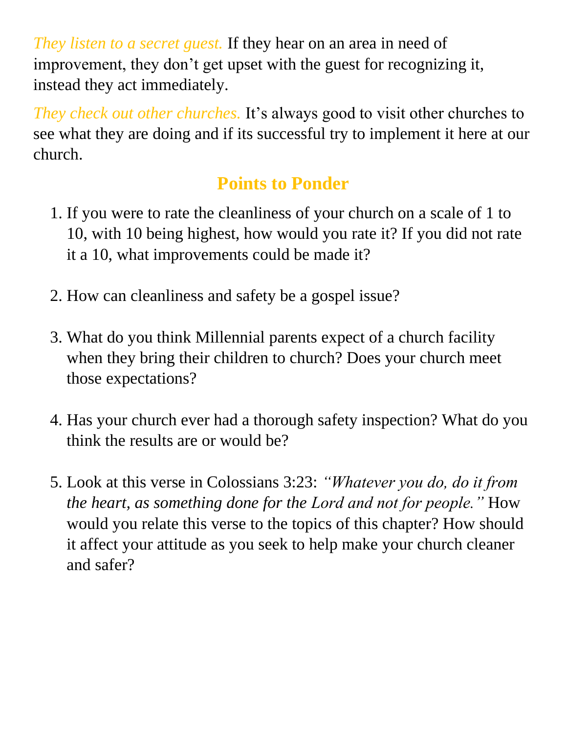*They listen to a secret guest.* If they hear on an area in need of improvement, they don't get upset with the guest for recognizing it, instead they act immediately.

*They check out other churches.* It's always good to visit other churches to see what they are doing and if its successful try to implement it here at our church.

## Points to Ponder

1. If you were to rate the cleanliness of your church on a scale of 1 to 10, with 10 being highest, how would you rate it? If you did not rate it a 10, what improvements could be made it?

2. How can cleanliness and safety be a gospel issue?

3. What do you think Millennial parents expect of a church facility when they bring their children to church? Does your church meet those expectations?

4. Has your church ever had a thorough safety inspection? What do you think the results are or would be?

5. Look at this verse in Colossians 3:23: *"Whatever you do, do it from the heart, as something done for the Lord and not for people."* How would you relate this verse to the topics of this chapter? How should it affect your attitude as you seek to help make your church cleaner and safer?